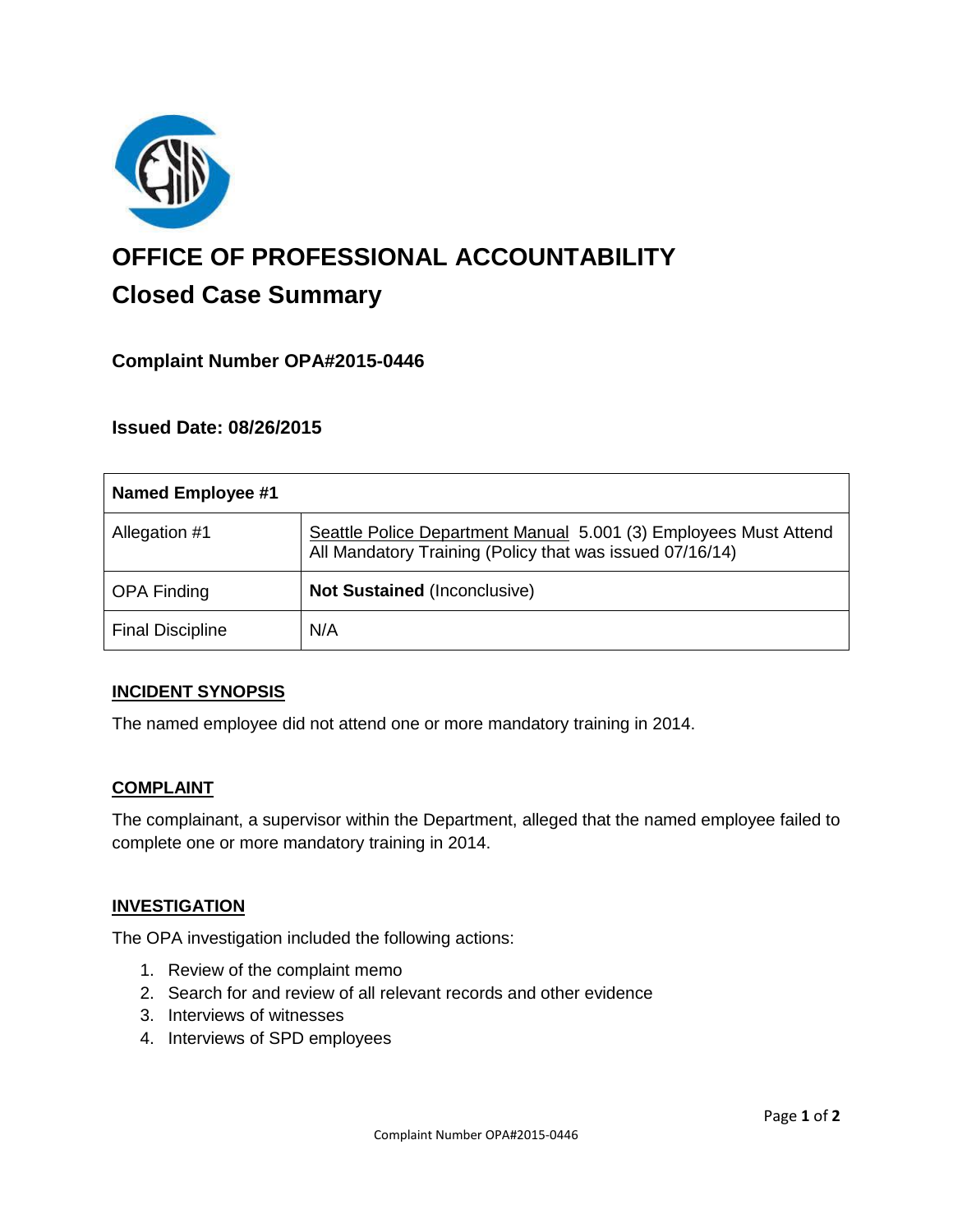# OFFICE OF PROFESSIONAL ACCOUNTABILITY

## Closed Case Summary

### Complaint Number OPA#2015-0446

### Issued Date: 08/26/2015

| Named Employee #1 | |
|---|---|
| Allegation #1 | Seattle Police Department Manual 5.001 (3) Employees Must Attend All Mandatory Training (Policy that was issued 07/16/14) |
| OPA Finding | **Not Sustained** (Inconclusive) |
| Final Discipline | N/A |

### INCIDENT SYNOPSIS

The named employee did not attend one or more mandatory training in 2014.

### COMPLAINT

The complainant, a supervisor within the Department, alleged that the named employee failed to complete one or more mandatory training in 2014.

### INVESTIGATION

The OPA investigation included the following actions:

1. Review of the complaint memo
2. Search for and review of all relevant records and other evidence
3. Interviews of witnesses
4. Interviews of SPD employees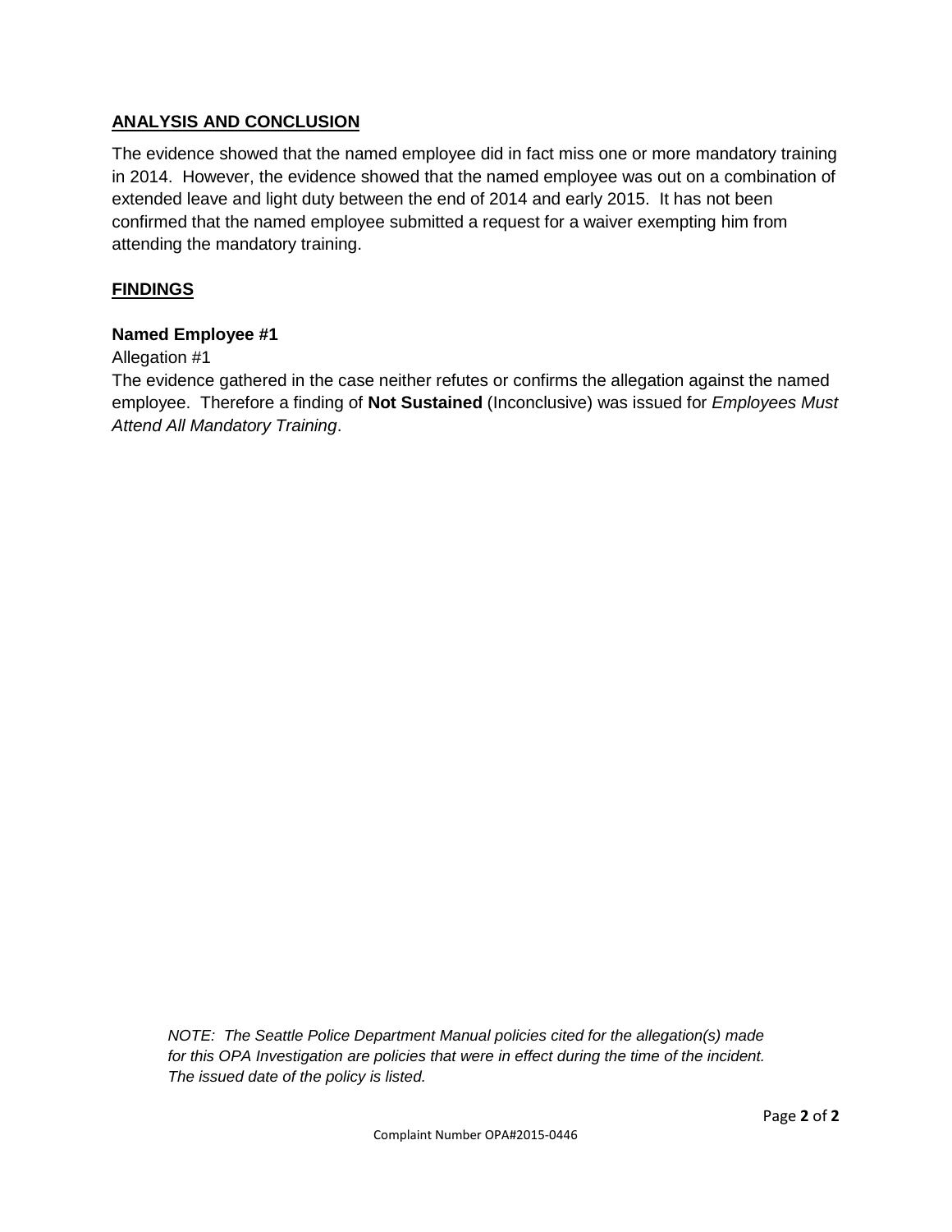## ANALYSIS AND CONCLUSION

The evidence showed that the named employee did in fact miss one or more mandatory training in 2014. However, the evidence showed that the named employee was out on a combination of extended leave and light duty between the end of 2014 and early 2015. It has not been confirmed that the named employee submitted a request for a waiver exempting him from attending the mandatory training.

## FINDINGS

**Named Employee #1**

Allegation #1

The evidence gathered in the case neither refutes or confirms the allegation against the named employee. Therefore a finding of **Not Sustained** (Inconclusive) was issued for *Employees Must Attend All Mandatory Training*.

*NOTE: The Seattle Police Department Manual policies cited for the allegation(s) made for this OPA Investigation are policies that were in effect during the time of the incident. The issued date of the policy is listed.*

Complaint Number OPA#2015-0446